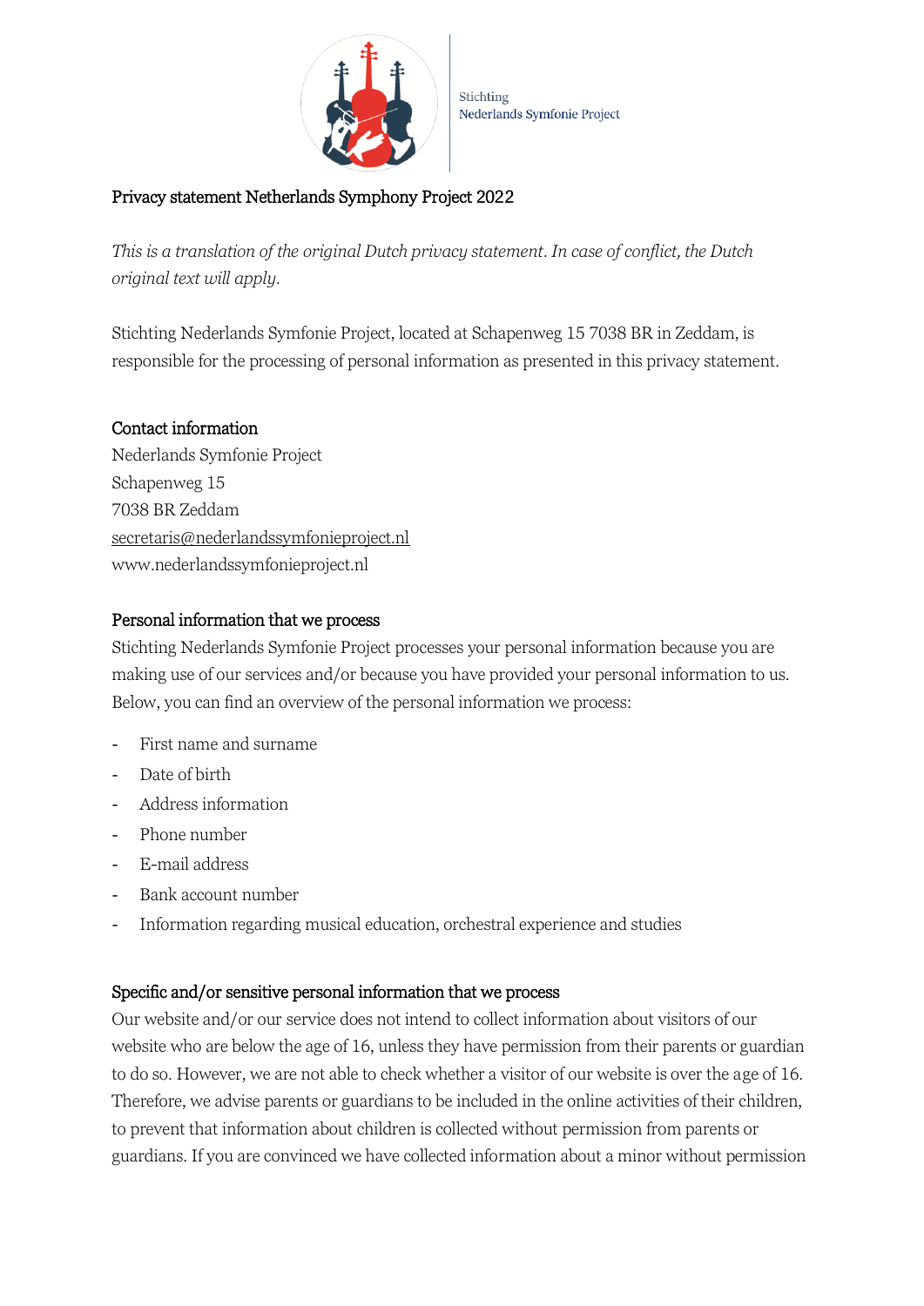Stichting
Nederlands Symfonie Project

## Privacy statement Netherlands Symphony Project 2022

*This is a translation of the original Dutch privacy statement. In case of conflict, the Dutch original text will apply.*

Stichting Nederlands Symfonie Project, located at Schapenweg 15 7038 BR in Zeddam, is responsible for the processing of personal information as presented in this privacy statement.

### Contact information

Nederlands Symfonie Project
Schapenweg 15
7038 BR Zeddam
secretaris@nederlandssymfonieproject.nl
www.nederlandssymfonieproject.nl

### Personal information that we process

Stichting Nederlands Symfonie Project processes your personal information because you are making use of our services and/or because you have provided your personal information to us. Below, you can find an overview of the personal information we process:

- First name and surname
- Date of birth
- Address information
- Phone number
- E-mail address
- Bank account number
- Information regarding musical education, orchestral experience and studies

### Specific and/or sensitive personal information that we process

Our website and/or our service does not intend to collect information about visitors of our website who are below the age of 16, unless they have permission from their parents or guardian to do so. However, we are not able to check whether a visitor of our website is over the age of 16. Therefore, we advise parents or guardians to be included in the online activities of their children, to prevent that information about children is collected without permission from parents or guardians. If you are convinced we have collected information about a minor without permission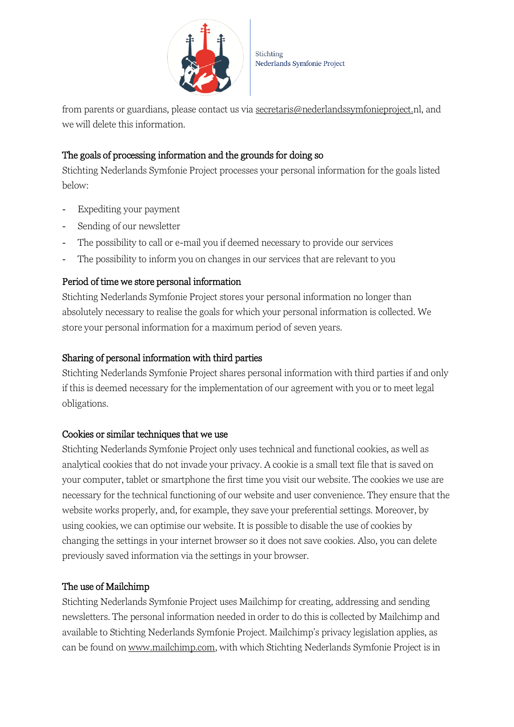from parents or guardians, please contact us via secretaris@nederlandssymfonieproject.nl, and we will delete this information.

### The goals of processing information and the grounds for doing so

Stichting Nederlands Symfonie Project processes your personal information for the goals listed below:

- Expediting your payment
- Sending of our newsletter
- The possibility to call or e-mail you if deemed necessary to provide our services
- The possibility to inform you on changes in our services that are relevant to you

### Period of time we store personal information

Stichting Nederlands Symfonie Project stores your personal information no longer than absolutely necessary to realise the goals for which your personal information is collected. We store your personal information for a maximum period of seven years.

### Sharing of personal information with third parties

Stichting Nederlands Symfonie Project shares personal information with third parties if and only if this is deemed necessary for the implementation of our agreement with you or to meet legal obligations.

### Cookies or similar techniques that we use

Stichting Nederlands Symfonie Project only uses technical and functional cookies, as well as analytical cookies that do not invade your privacy. A cookie is a small text file that is saved on your computer, tablet or smartphone the first time you visit our website. The cookies we use are necessary for the technical functioning of our website and user convenience. They ensure that the website works properly, and, for example, they save your preferential settings. Moreover, by using cookies, we can optimise our website. It is possible to disable the use of cookies by changing the settings in your internet browser so it does not save cookies. Also, you can delete previously saved information via the settings in your browser.

### The use of Mailchimp

Stichting Nederlands Symfonie Project uses Mailchimp for creating, addressing and sending newsletters. The personal information needed in order to do this is collected by Mailchimp and available to Stichting Nederlands Symfonie Project. Mailchimp's privacy legislation applies, as can be found on www.mailchimp.com, with which Stichting Nederlands Symfonie Project is in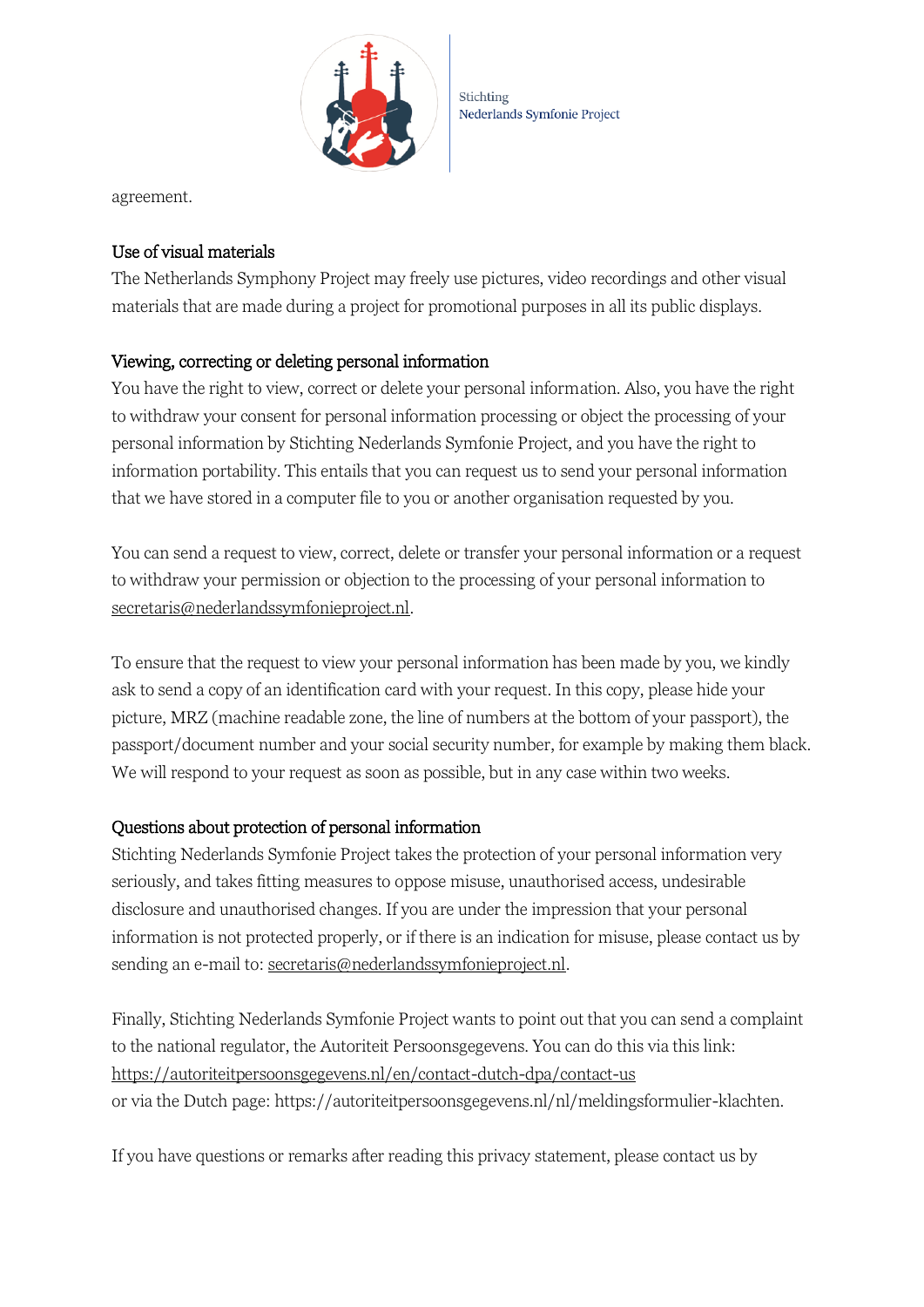agreement.

## Use of visual materials

The Netherlands Symphony Project may freely use pictures, video recordings and other visual materials that are made during a project for promotional purposes in all its public displays.

## Viewing, correcting or deleting personal information

You have the right to view, correct or delete your personal information. Also, you have the right to withdraw your consent for personal information processing or object the processing of your personal information by Stichting Nederlands Symfonie Project, and you have the right to information portability. This entails that you can request us to send your personal information that we have stored in a computer file to you or another organisation requested by you.

You can send a request to view, correct, delete or transfer your personal information or a request to withdraw your permission or objection to the processing of your personal information to secretaris@nederlandssymfonieproject.nl.

To ensure that the request to view your personal information has been made by you, we kindly ask to send a copy of an identification card with your request. In this copy, please hide your picture, MRZ (machine readable zone, the line of numbers at the bottom of your passport), the passport/document number and your social security number, for example by making them black. We will respond to your request as soon as possible, but in any case within two weeks.

## Questions about protection of personal information

Stichting Nederlands Symfonie Project takes the protection of your personal information very seriously, and takes fitting measures to oppose misuse, unauthorised access, undesirable disclosure and unauthorised changes. If you are under the impression that your personal information is not protected properly, or if there is an indication for misuse, please contact us by sending an e-mail to: secretaris@nederlandssymfonieproject.nl.

Finally, Stichting Nederlands Symfonie Project wants to point out that you can send a complaint to the national regulator, the Autoriteit Persoonsgegevens. You can do this via this link: https://autoriteitpersoonsgegevens.nl/en/contact-dutch-dpa/contact-us
or via the Dutch page: https://autoriteitpersoonsgegevens.nl/nl/meldingsformulier-klachten.

If you have questions or remarks after reading this privacy statement, please contact us by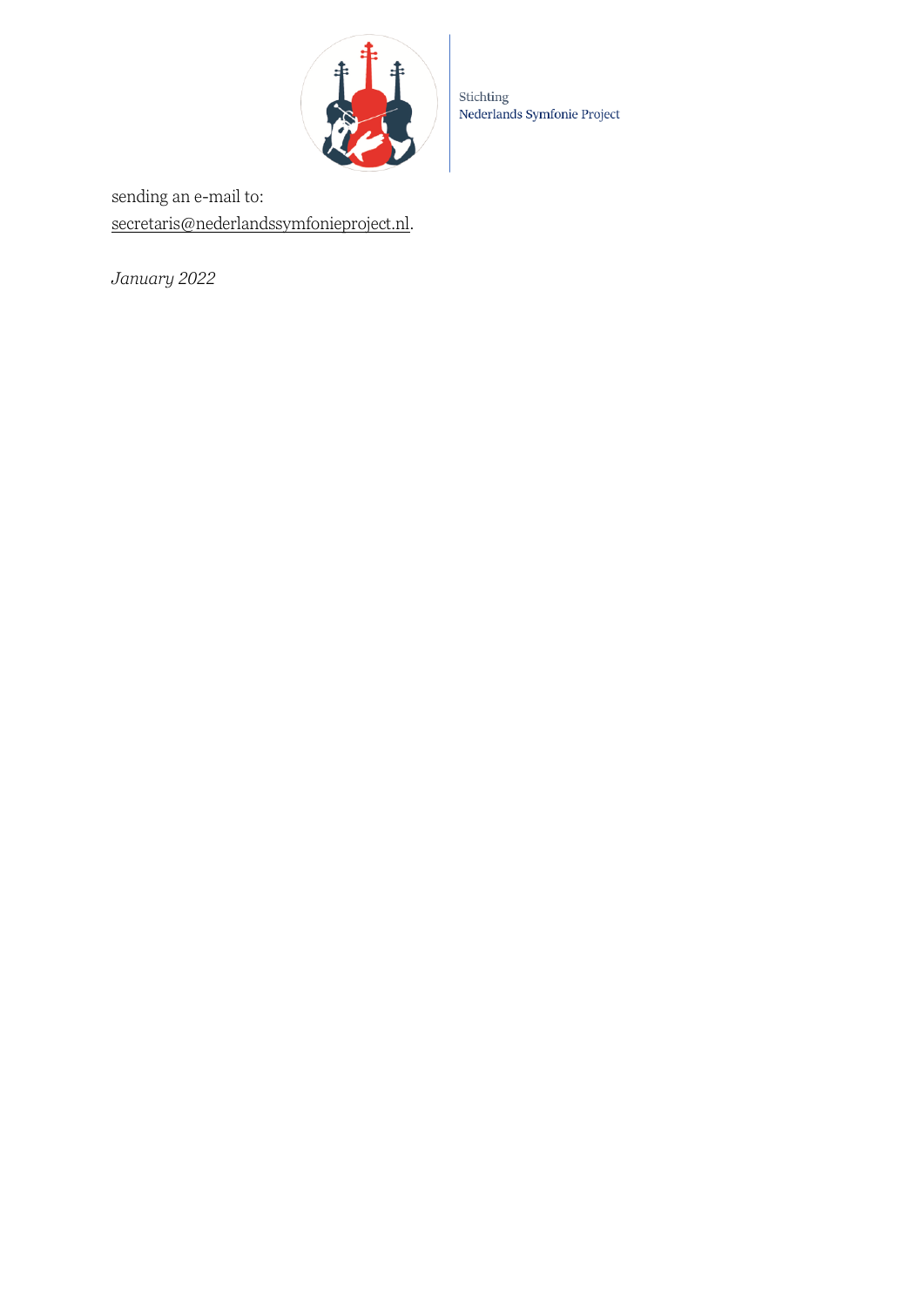Stichting
Nederlands Symfonie Project

sending an e-mail to:
secretaris@nederlandssymfonieproject.nl.

*January 2022*